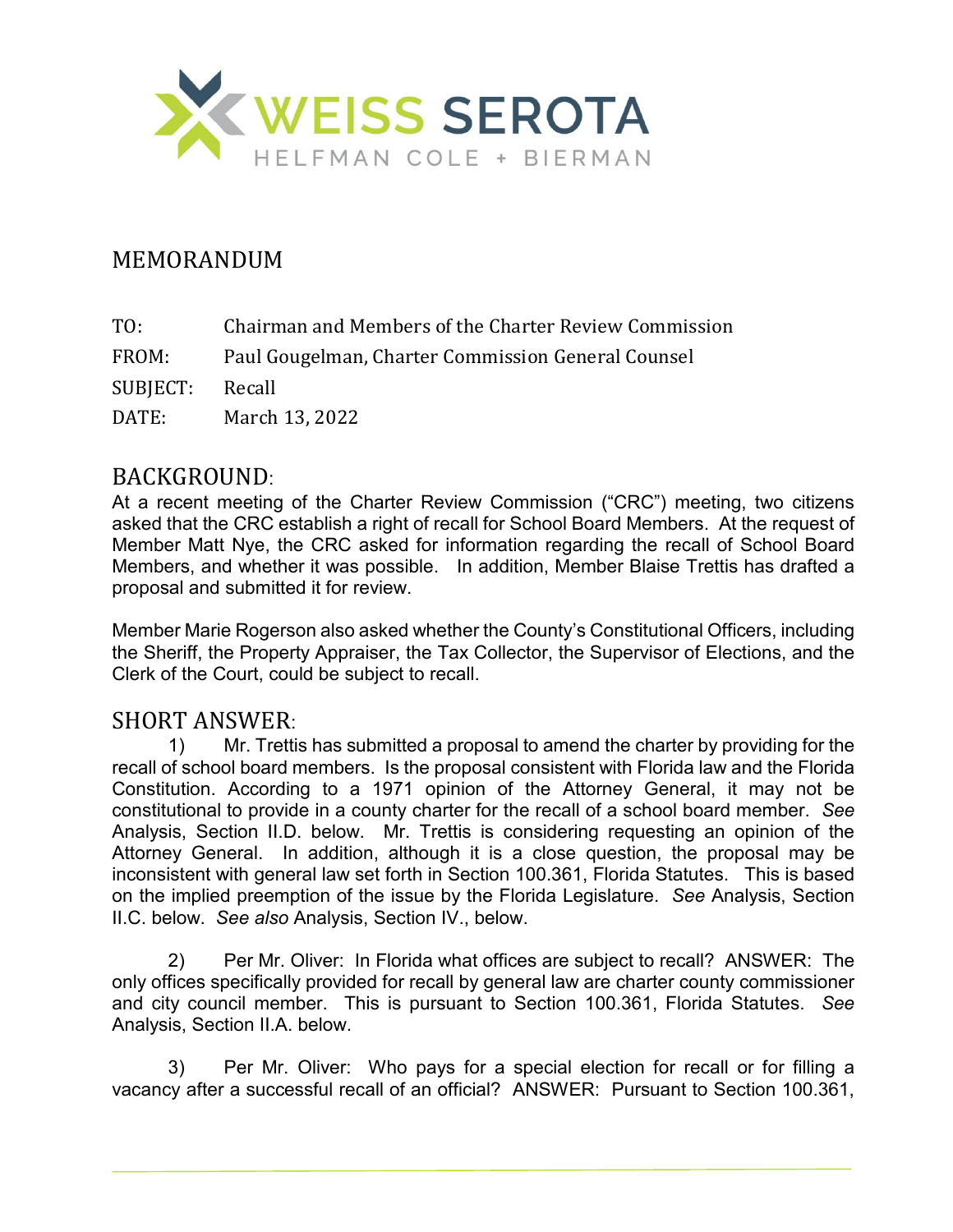WEISS SEROTA
HELFMAN COLE + BIERMAN

# MEMORANDUM

TO: Chairman and Members of the Charter Review Commission

FROM: Paul Gougelman, Charter Commission General Counsel

SUBJECT: Recall

DATE: March 13, 2022

## BACKGROUND:

At a recent meeting of the Charter Review Commission ("CRC") meeting, two citizens asked that the CRC establish a right of recall for School Board Members. At the request of Member Matt Nye, the CRC asked for information regarding the recall of School Board Members, and whether it was possible. In addition, Member Blaise Trettis has drafted a proposal and submitted it for review.

Member Marie Rogerson also asked whether the County's Constitutional Officers, including the Sheriff, the Property Appraiser, the Tax Collector, the Supervisor of Elections, and the Clerk of the Court, could be subject to recall.

## SHORT ANSWER:

1) Mr. Trettis has submitted a proposal to amend the charter by providing for the recall of school board members. Is the proposal consistent with Florida law and the Florida Constitution. According to a 1971 opinion of the Attorney General, it may not be constitutional to provide in a county charter for the recall of a school board member. *See* Analysis, Section II.D. below. Mr. Trettis is considering requesting an opinion of the Attorney General. In addition, although it is a close question, the proposal may be inconsistent with general law set forth in Section 100.361, Florida Statutes. This is based on the implied preemption of the issue by the Florida Legislature. *See* Analysis, Section II.C. below. *See also* Analysis, Section IV., below.

2) Per Mr. Oliver: In Florida what offices are subject to recall? ANSWER: The only offices specifically provided for recall by general law are charter county commissioner and city council member. This is pursuant to Section 100.361, Florida Statutes. *See* Analysis, Section II.A. below.

3) Per Mr. Oliver: Who pays for a special election for recall or for filling a vacancy after a successful recall of an official? ANSWER: Pursuant to Section 100.361,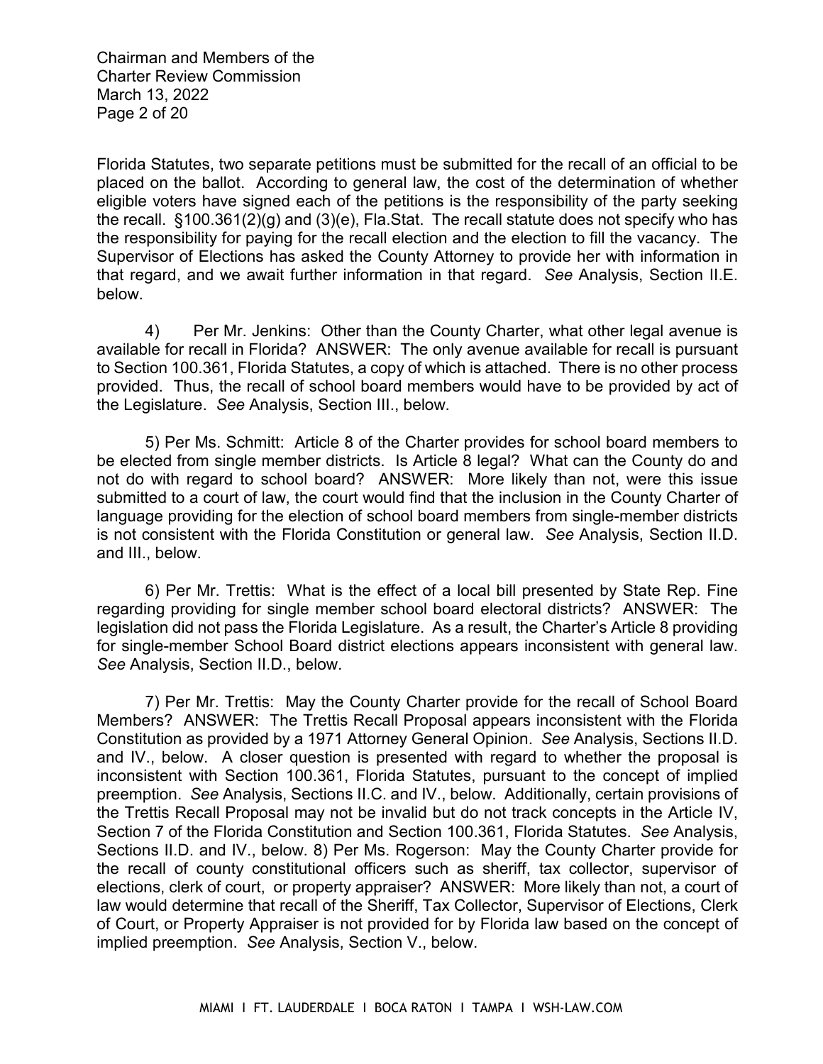Florida Statutes, two separate petitions must be submitted for the recall of an official to be placed on the ballot. According to general law, the cost of the determination of whether eligible voters have signed each of the petitions is the responsibility of the party seeking the recall. §100.361(2)(g) and (3)(e), Fla.Stat. The recall statute does not specify who has the responsibility for paying for the recall election and the election to fill the vacancy. The Supervisor of Elections has asked the County Attorney to provide her with information in that regard, and we await further information in that regard. *See* Analysis, Section II.E. below.

4) Per Mr. Jenkins: Other than the County Charter, what other legal avenue is available for recall in Florida? ANSWER: The only avenue available for recall is pursuant to Section 100.361, Florida Statutes, a copy of which is attached. There is no other process provided. Thus, the recall of school board members would have to be provided by act of the Legislature. *See* Analysis, Section III., below.

5) Per Ms. Schmitt: Article 8 of the Charter provides for school board members to be elected from single member districts. Is Article 8 legal? What can the County do and not do with regard to school board? ANSWER: More likely than not, were this issue submitted to a court of law, the court would find that the inclusion in the County Charter of language providing for the election of school board members from single-member districts is not consistent with the Florida Constitution or general law. *See* Analysis, Section II.D. and III., below.

6) Per Mr. Trettis: What is the effect of a local bill presented by State Rep. Fine regarding providing for single member school board electoral districts? ANSWER: The legislation did not pass the Florida Legislature. As a result, the Charter's Article 8 providing for single-member School Board district elections appears inconsistent with general law. *See* Analysis, Section II.D., below.

7) Per Mr. Trettis: May the County Charter provide for the recall of School Board Members? ANSWER: The Trettis Recall Proposal appears inconsistent with the Florida Constitution as provided by a 1971 Attorney General Opinion. *See* Analysis, Sections II.D. and IV., below. A closer question is presented with regard to whether the proposal is inconsistent with Section 100.361, Florida Statutes, pursuant to the concept of implied preemption. *See* Analysis, Sections II.C. and IV., below. Additionally, certain provisions of the Trettis Recall Proposal may not be invalid but do not track concepts in the Article IV, Section 7 of the Florida Constitution and Section 100.361, Florida Statutes. *See* Analysis, Sections II.D. and IV., below. 8) Per Ms. Rogerson: May the County Charter provide for the recall of county constitutional officers such as sheriff, tax collector, supervisor of elections, clerk of court, or property appraiser? ANSWER: More likely than not, a court of law would determine that recall of the Sheriff, Tax Collector, Supervisor of Elections, Clerk of Court, or Property Appraiser is not provided for by Florida law based on the concept of implied preemption. *See* Analysis, Section V., below.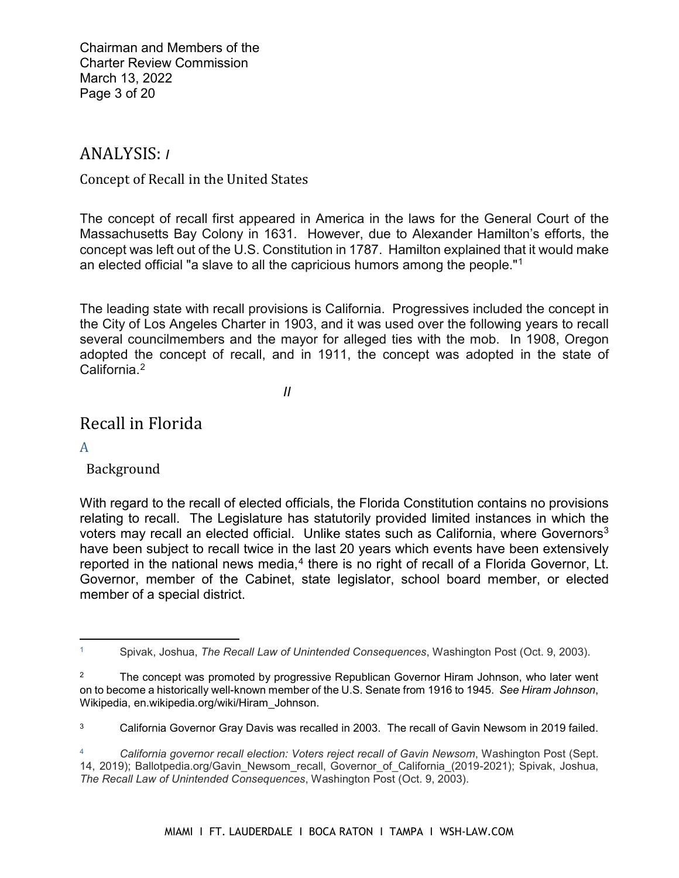## ANALYSIS: *I*

### Concept of Recall in the United States

The concept of recall first appeared in America in the laws for the General Court of the Massachusetts Bay Colony in 1631. However, due to Alexander Hamilton's efforts, the concept was left out of the U.S. Constitution in 1787. Hamilton explained that it would make an elected official "a slave to all the capricious humors among the people."[1]

The leading state with recall provisions is California. Progressives included the concept in the City of Los Angeles Charter in 1903, and it was used over the following years to recall several councilmembers and the mayor for alleged ties with the mob. In 1908, Oregon adopted the concept of recall, and in 1911, the concept was adopted in the state of California.[2]

*II*

## Recall in Florida

### A

### Background

With regard to the recall of elected officials, the Florida Constitution contains no provisions relating to recall. The Legislature has statutorily provided limited instances in which the voters may recall an elected official. Unlike states such as California, where Governors[3] have been subject to recall twice in the last 20 years which events have been extensively reported in the national news media,[4] there is no right of recall of a Florida Governor, Lt. Governor, member of the Cabinet, state legislator, school board member, or elected member of a special district.

---

[1] Spivak, Joshua, *The Recall Law of Unintended Consequences*, Washington Post (Oct. 9, 2003).

[2] The concept was promoted by progressive Republican Governor Hiram Johnson, who later went on to become a historically well-known member of the U.S. Senate from 1916 to 1945. *See Hiram Johnson*, Wikipedia, en.wikipedia.org/wiki/Hiram_Johnson.

[3] California Governor Gray Davis was recalled in 2003. The recall of Gavin Newsom in 2019 failed.

[4] *California governor recall election: Voters reject recall of Gavin Newsom*, Washington Post (Sept. 14, 2019); Ballotpedia.org/Gavin_Newsom_recall, Governor_of_California_(2019-2021); Spivak, Joshua, *The Recall Law of Unintended Consequences*, Washington Post (Oct. 9, 2003).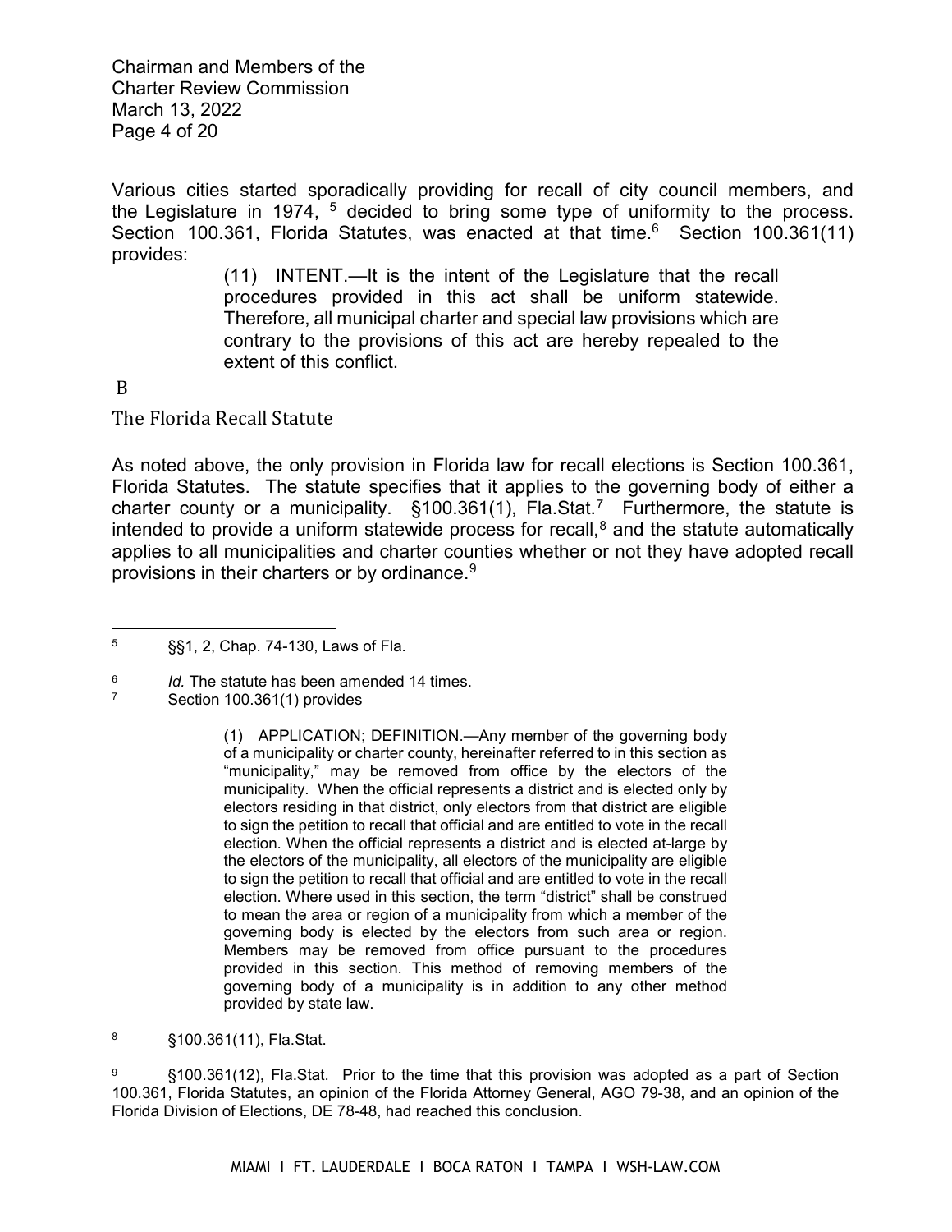Various cities started sporadically providing for recall of city council members, and the Legislature in 1974, [5] decided to bring some type of uniformity to the process. Section 100.361, Florida Statutes, was enacted at that time.[6] Section 100.361(11) provides:

> (11) INTENT.—It is the intent of the Legislature that the recall procedures provided in this act shall be uniform statewide. Therefore, all municipal charter and special law provisions which are contrary to the provisions of this act are hereby repealed to the extent of this conflict.

## B

## The Florida Recall Statute

As noted above, the only provision in Florida law for recall elections is Section 100.361, Florida Statutes. The statute specifies that it applies to the governing body of either a charter county or a municipality. §100.361(1), Fla.Stat.[7] Furthermore, the statute is intended to provide a uniform statewide process for recall,[8] and the statute automatically applies to all municipalities and charter counties whether or not they have adopted recall provisions in their charters or by ordinance.[9]

---

[5] §§1, 2, Chap. 74-130, Laws of Fla.

[6] *Id.* The statute has been amended 14 times.

[7] Section 100.361(1) provides

> (1) APPLICATION; DEFINITION.—Any member of the governing body of a municipality or charter county, hereinafter referred to in this section as "municipality," may be removed from office by the electors of the municipality. When the official represents a district and is elected only by electors residing in that district, only electors from that district are eligible to sign the petition to recall that official and are entitled to vote in the recall election. When the official represents a district and is elected at-large by the electors of the municipality, all electors of the municipality are eligible to sign the petition to recall that official and are entitled to vote in the recall election. Where used in this section, the term "district" shall be construed to mean the area or region of a municipality from which a member of the governing body is elected by the electors from such area or region. Members may be removed from office pursuant to the procedures provided in this section. This method of removing members of the governing body of a municipality is in addition to any other method provided by state law.

[8] §100.361(11), Fla.Stat.

[9] §100.361(12), Fla.Stat. Prior to the time that this provision was adopted as a part of Section 100.361, Florida Statutes, an opinion of the Florida Attorney General, AGO 79-38, and an opinion of the Florida Division of Elections, DE 78-48, had reached this conclusion.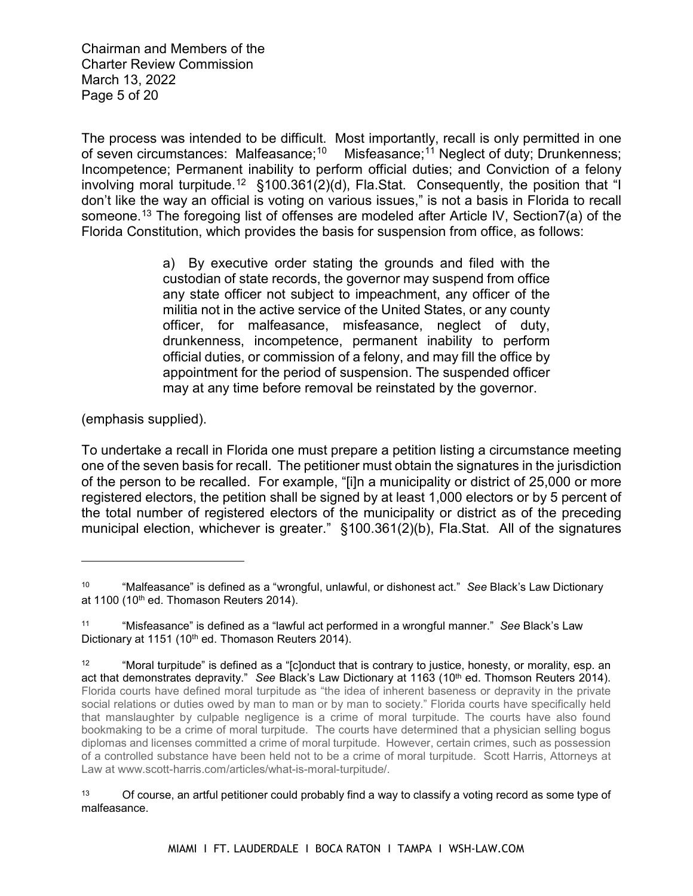The process was intended to be difficult. Most importantly, recall is only permitted in one of seven circumstances: Malfeasance;[10] Misfeasance;[11] Neglect of duty; Drunkenness; Incompetence; Permanent inability to perform official duties; and Conviction of a felony involving moral turpitude.[12] §100.361(2)(d), Fla.Stat. Consequently, the position that "I don't like the way an official is voting on various issues," is not a basis in Florida to recall someone.[13] The foregoing list of offenses are modeled after Article IV, Section7(a) of the Florida Constitution, which provides the basis for suspension from office, as follows:

> a) By executive order stating the grounds and filed with the custodian of state records, the governor may suspend from office any state officer not subject to impeachment, any officer of the militia not in the active service of the United States, or any county officer, for malfeasance, misfeasance, neglect of duty, drunkenness, incompetence, permanent inability to perform official duties, or commission of a felony, and may fill the office by appointment for the period of suspension. The suspended officer may at any time before removal be reinstated by the governor.

(emphasis supplied).

To undertake a recall in Florida one must prepare a petition listing a circumstance meeting one of the seven basis for recall. The petitioner must obtain the signatures in the jurisdiction of the person to be recalled. For example, "[i]n a municipality or district of 25,000 or more registered electors, the petition shall be signed by at least 1,000 electors or by 5 percent of the total number of registered electors of the municipality or district as of the preceding municipal election, whichever is greater." §100.361(2)(b), Fla.Stat. All of the signatures

---

[10] "Malfeasance" is defined as a "wrongful, unlawful, or dishonest act." *See* Black's Law Dictionary at 1100 (10th ed. Thomason Reuters 2014).

[11] "Misfeasance" is defined as a "lawful act performed in a wrongful manner." *See* Black's Law Dictionary at 1151 (10th ed. Thomason Reuters 2014).

[12] "Moral turpitude" is defined as a "[c]onduct that is contrary to justice, honesty, or morality, esp. an act that demonstrates depravity." *See* Black's Law Dictionary at 1163 (10th ed. Thomson Reuters 2014). Florida courts have defined moral turpitude as "the idea of inherent baseness or depravity in the private social relations or duties owed by man to man or by man to society." Florida courts have specifically held that manslaughter by culpable negligence is a crime of moral turpitude. The courts have also found bookmaking to be a crime of moral turpitude. The courts have determined that a physician selling bogus diplomas and licenses committed a crime of moral turpitude. However, certain crimes, such as possession of a controlled substance have been held not to be a crime of moral turpitude. Scott Harris, Attorneys at Law at www.scott-harris.com/articles/what-is-moral-turpitude/.

[13] Of course, an artful petitioner could probably find a way to classify a voting record as some type of malfeasance.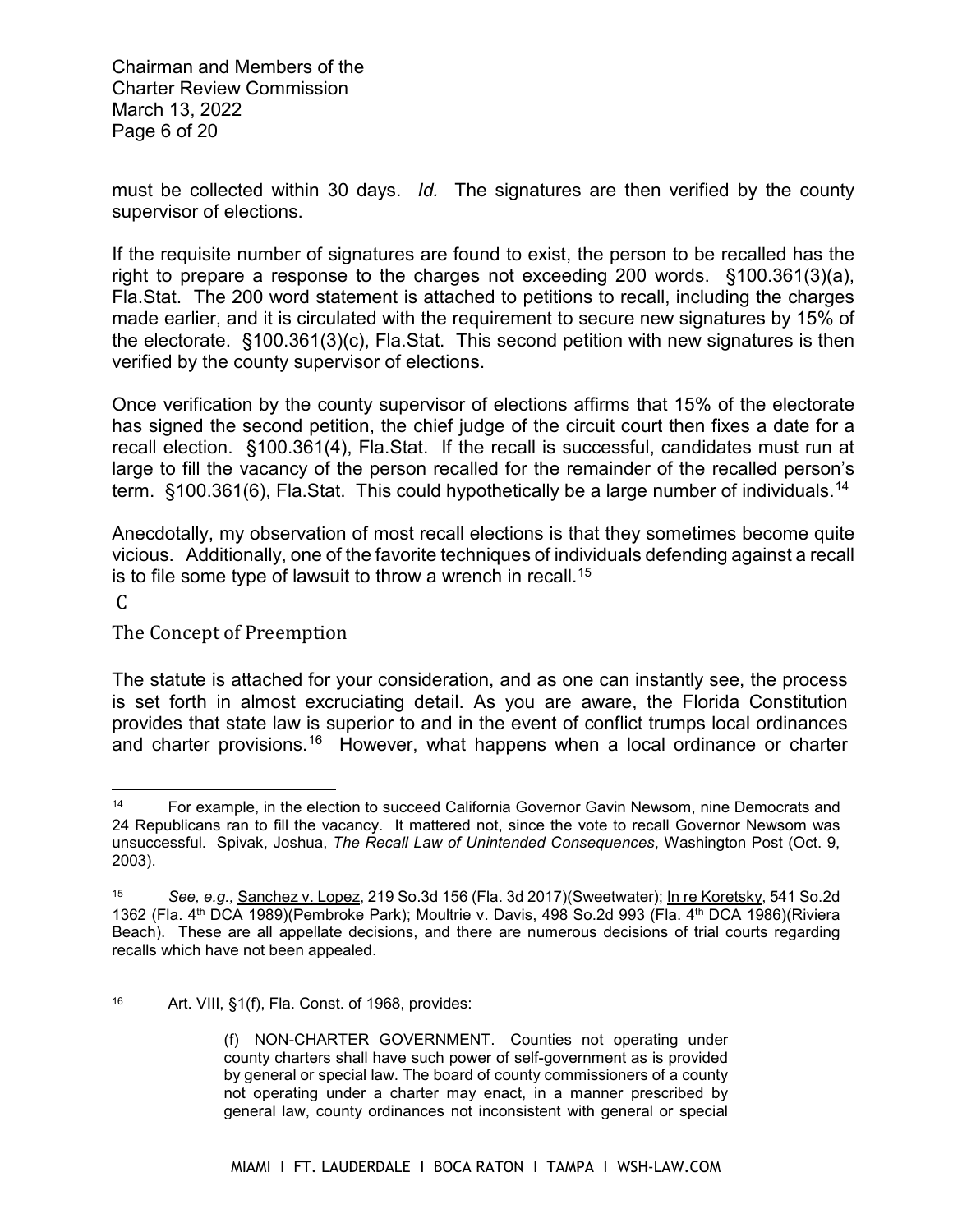must be collected within 30 days. *Id.* The signatures are then verified by the county supervisor of elections.

If the requisite number of signatures are found to exist, the person to be recalled has the right to prepare a response to the charges not exceeding 200 words. §100.361(3)(a), Fla.Stat. The 200 word statement is attached to petitions to recall, including the charges made earlier, and it is circulated with the requirement to secure new signatures by 15% of the electorate. §100.361(3)(c), Fla.Stat. This second petition with new signatures is then verified by the county supervisor of elections.

Once verification by the county supervisor of elections affirms that 15% of the electorate has signed the second petition, the chief judge of the circuit court then fixes a date for a recall election. §100.361(4), Fla.Stat. If the recall is successful, candidates must run at large to fill the vacancy of the person recalled for the remainder of the recalled person's term. §100.361(6), Fla.Stat. This could hypothetically be a large number of individuals.[14]

Anecdotally, my observation of most recall elections is that they sometimes become quite vicious. Additionally, one of the favorite techniques of individuals defending against a recall is to file some type of lawsuit to throw a wrench in recall.[15]

## C

## The Concept of Preemption

The statute is attached for your consideration, and as one can instantly see, the process is set forth in almost excruciating detail. As you are aware, the Florida Constitution provides that state law is superior to and in the event of conflict trumps local ordinances and charter provisions.[16] However, what happens when a local ordinance or charter

---

[14] For example, in the election to succeed California Governor Gavin Newsom, nine Democrats and 24 Republicans ran to fill the vacancy. It mattered not, since the vote to recall Governor Newsom was unsuccessful. Spivak, Joshua, *The Recall Law of Unintended Consequences*, Washington Post (Oct. 9, 2003).

[15] *See, e.g.,* Sanchez v. Lopez, 219 So.3d 156 (Fla. 3d 2017)(Sweetwater); In re Koretsky, 541 So.2d 1362 (Fla. 4th DCA 1989)(Pembroke Park); Moultrie v. Davis, 498 So.2d 993 (Fla. 4th DCA 1986)(Riviera Beach). These are all appellate decisions, and there are numerous decisions of trial courts regarding recalls which have not been appealed.

[16] Art. VIII, §1(f), Fla. Const. of 1968, provides:

> (f) NON-CHARTER GOVERNMENT. Counties not operating under county charters shall have such power of self-government as is provided by general or special law. The board of county commissioners of a county not operating under a charter may enact, in a manner prescribed by general law, county ordinances not inconsistent with general or special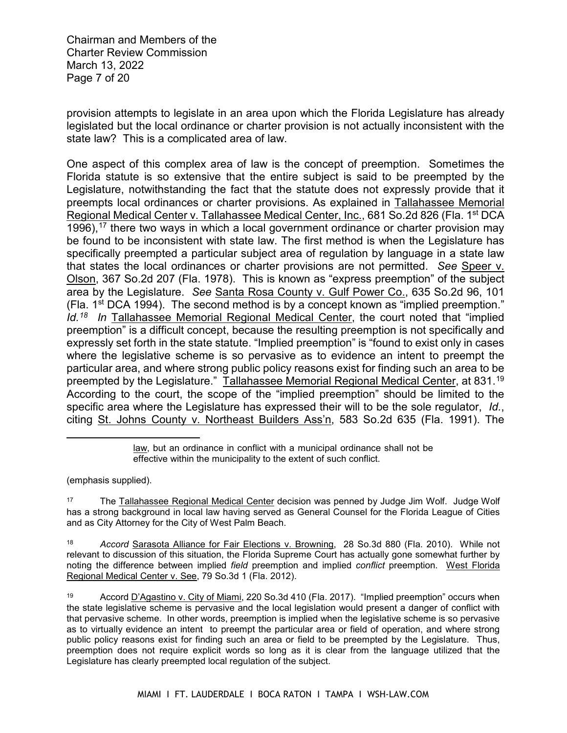provision attempts to legislate in an area upon which the Florida Legislature has already legislated but the local ordinance or charter provision is not actually inconsistent with the state law? This is a complicated area of law.

One aspect of this complex area of law is the concept of preemption. Sometimes the Florida statute is so extensive that the entire subject is said to be preempted by the Legislature, notwithstanding the fact that the statute does not expressly provide that it preempts local ordinances or charter provisions. As explained in Tallahassee Memorial Regional Medical Center v. Tallahassee Medical Center, Inc., 681 So.2d 826 (Fla. 1st DCA 1996),[17] there two ways in which a local government ordinance or charter provision may be found to be inconsistent with state law. The first method is when the Legislature has specifically preempted a particular subject area of regulation by language in a state law that states the local ordinances or charter provisions are not permitted. *See* Speer v. Olson, 367 So.2d 207 (Fla. 1978). This is known as "express preemption" of the subject area by the Legislature. *See* Santa Rosa County v. Gulf Power Co., 635 So.2d 96, 101 (Fla. 1st DCA 1994). The second method is by a concept known as "implied preemption." *Id.*[18] *In* Tallahassee Memorial Regional Medical Center, the court noted that "implied preemption" is a difficult concept, because the resulting preemption is not specifically and expressly set forth in the state statute. "Implied preemption" is "found to exist only in cases where the legislative scheme is so pervasive as to evidence an intent to preempt the particular area, and where strong public policy reasons exist for finding such an area to be preempted by the Legislature." Tallahassee Memorial Regional Medical Center, at 831.[19] According to the court, the scope of the "implied preemption" should be limited to the specific area where the Legislature has expressed their will to be the sole regulator, *Id.*, citing St. Johns County v. Northeast Builders Ass'n, 583 So.2d 635 (Fla. 1991). The

---

> law, but an ordinance in conflict with a municipal ordinance shall not be effective within the municipality to the extent of such conflict.

(emphasis supplied).

[17] The Tallahassee Regional Medical Center decision was penned by Judge Jim Wolf. Judge Wolf has a strong background in local law having served as General Counsel for the Florida League of Cities and as City Attorney for the City of West Palm Beach.

[18] *Accord* Sarasota Alliance for Fair Elections v. Browning, 28 So.3d 880 (Fla. 2010). While not relevant to discussion of this situation, the Florida Supreme Court has actually gone somewhat further by noting the difference between implied *field* preemption and implied *conflict* preemption. West Florida Regional Medical Center v. See, 79 So.3d 1 (Fla. 2012).

[19] Accord D'Agastino v. City of Miami, 220 So.3d 410 (Fla. 2017). "Implied preemption" occurs when the state legislative scheme is pervasive and the local legislation would present a danger of conflict with that pervasive scheme. In other words, preemption is implied when the legislative scheme is so pervasive as to virtually evidence an intent to preempt the particular area or field of operation, and where strong public policy reasons exist for finding such an area or field to be preempted by the Legislature. Thus, preemption does not require explicit words so long as it is clear from the language utilized that the Legislature has clearly preempted local regulation of the subject.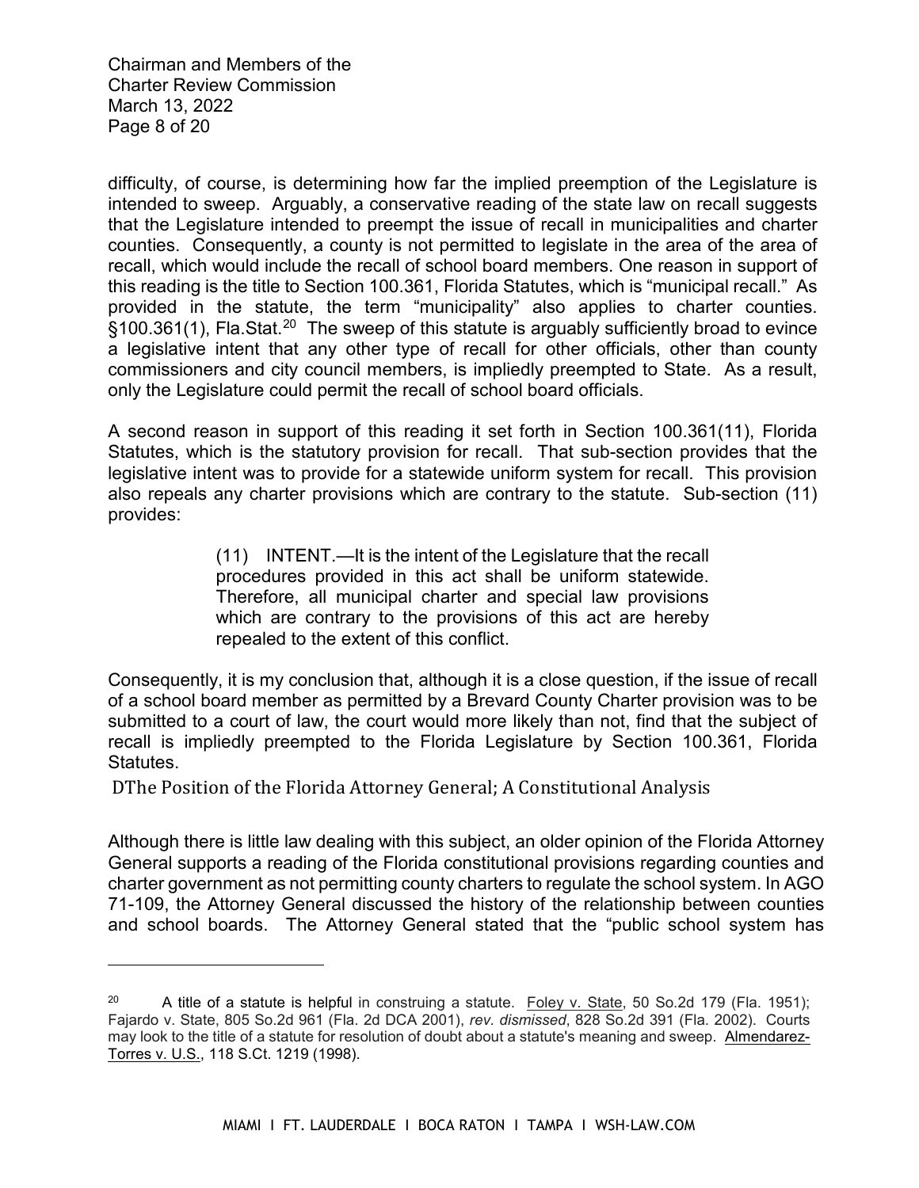difficulty, of course, is determining how far the implied preemption of the Legislature is intended to sweep. Arguably, a conservative reading of the state law on recall suggests that the Legislature intended to preempt the issue of recall in municipalities and charter counties. Consequently, a county is not permitted to legislate in the area of the area of recall, which would include the recall of school board members. One reason in support of this reading is the title to Section 100.361, Florida Statutes, which is "municipal recall." As provided in the statute, the term "municipality" also applies to charter counties. §100.361(1), Fla.Stat.[20] The sweep of this statute is arguably sufficiently broad to evince a legislative intent that any other type of recall for other officials, other than county commissioners and city council members, is impliedly preempted to State. As a result, only the Legislature could permit the recall of school board officials.

A second reason in support of this reading it set forth in Section 100.361(11), Florida Statutes, which is the statutory provision for recall. That sub-section provides that the legislative intent was to provide for a statewide uniform system for recall. This provision also repeals any charter provisions which are contrary to the statute. Sub-section (11) provides:

> (11) INTENT.—It is the intent of the Legislature that the recall procedures provided in this act shall be uniform statewide. Therefore, all municipal charter and special law provisions which are contrary to the provisions of this act are hereby repealed to the extent of this conflict.

Consequently, it is my conclusion that, although it is a close question, if the issue of recall of a school board member as permitted by a Brevard County Charter provision was to be submitted to a court of law, the court would more likely than not, find that the subject of recall is impliedly preempted to the Florida Legislature by Section 100.361, Florida Statutes.

DThe Position of the Florida Attorney General; A Constitutional Analysis

Although there is little law dealing with this subject, an older opinion of the Florida Attorney General supports a reading of the Florida constitutional provisions regarding counties and charter government as not permitting county charters to regulate the school system. In AGO 71-109, the Attorney General discussed the history of the relationship between counties and school boards. The Attorney General stated that the "public school system has

---

[20] A title of a statute is helpful in construing a statute. Foley v. State, 50 So.2d 179 (Fla. 1951); Fajardo v. State, 805 So.2d 961 (Fla. 2d DCA 2001), *rev. dismissed*, 828 So.2d 391 (Fla. 2002). Courts may look to the title of a statute for resolution of doubt about a statute's meaning and sweep. Almendarez-Torres v. U.S., 118 S.Ct. 1219 (1998).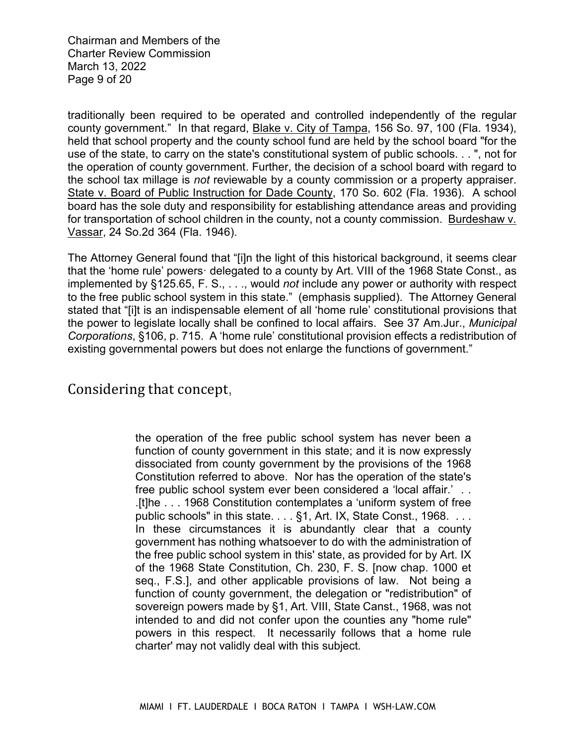traditionally been required to be operated and controlled independently of the regular county government." In that regard, Blake v. City of Tampa, 156 So. 97, 100 (Fla. 1934), held that school property and the county school fund are held by the school board "for the use of the state, to carry on the state's constitutional system of public schools. . . ", not for the operation of county government. Further, the decision of a school board with regard to the school tax millage is *not* reviewable by a county commission or a property appraiser. State v. Board of Public Instruction for Dade County, 170 So. 602 (Fla. 1936). A school board has the sole duty and responsibility for establishing attendance areas and providing for transportation of school children in the county, not a county commission. Burdeshaw v. Vassar, 24 So.2d 364 (Fla. 1946).

The Attorney General found that "[i]n the light of this historical background, it seems clear that the 'home rule' powers· delegated to a county by Art. VIII of the 1968 State Const., as implemented by §125.65, F. S., . . ., would *not* include any power or authority with respect to the free public school system in this state." (emphasis supplied). The Attorney General stated that "[i]t is an indispensable element of all 'home rule' constitutional provisions that the power to legislate locally shall be confined to local affairs. See 37 Am.Jur., *Municipal Corporations*, §106, p. 715. A 'home rule' constitutional provision effects a redistribution of existing governmental powers but does not enlarge the functions of government."

Considering that concept,

> the operation of the free public school system has never been a function of county government in this state; and it is now expressly dissociated from county government by the provisions of the 1968 Constitution referred to above. Nor has the operation of the state's free public school system ever been considered a 'local affair.' . . .[t]he . . . 1968 Constitution contemplates a 'uniform system of free public schools" in this state. . . . §1, Art. IX, State Const., 1968. . . . In these circumstances it is abundantly clear that a county government has nothing whatsoever to do with the administration of the free public school system in this' state, as provided for by Art. IX of the 1968 State Constitution, Ch. 230, F. S. [now chap. 1000 et seq., F.S.], and other applicable provisions of law. Not being a function of county government, the delegation or "redistribution" of sovereign powers made by §1, Art. VIII, State Canst., 1968, was not intended to and did not confer upon the counties any "home rule" powers in this respect. It necessarily follows that a home rule charter' may not validly deal with this subject.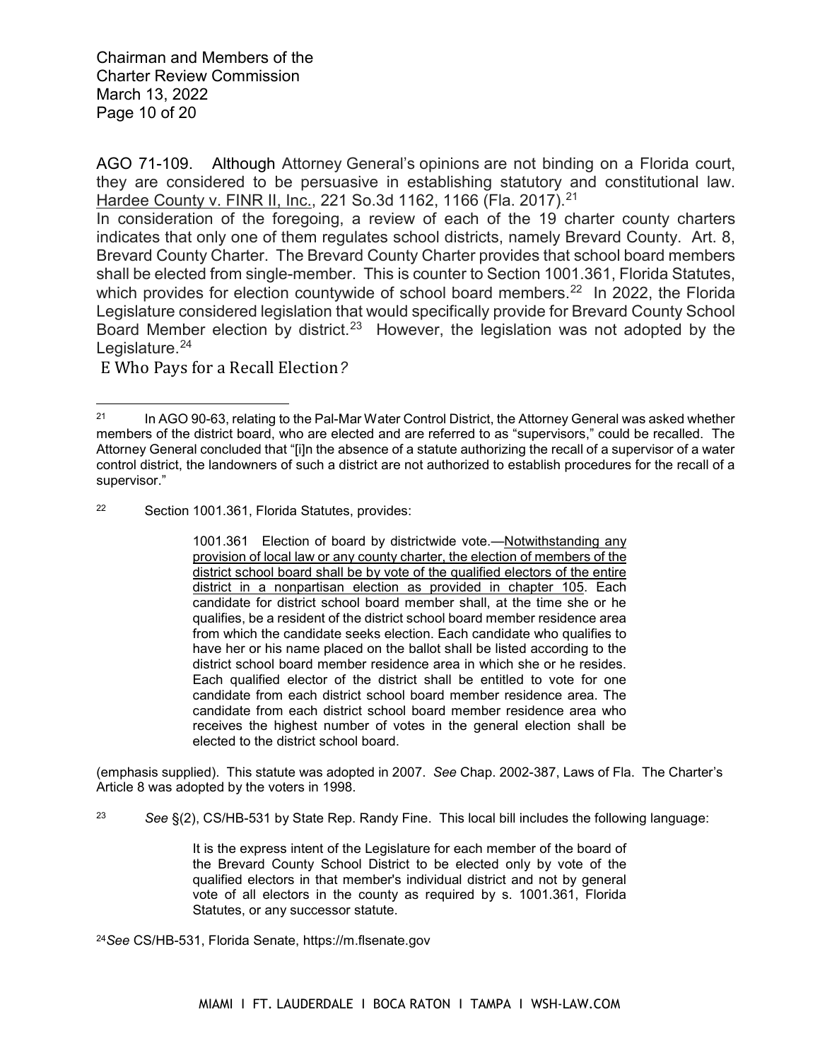AGO 71-109. Although Attorney General's opinions are not binding on a Florida court, they are considered to be persuasive in establishing statutory and constitutional law. Hardee County v. FINR II, Inc., 221 So.3d 1162, 1166 (Fla. 2017).[21]

In consideration of the foregoing, a review of each of the 19 charter county charters indicates that only one of them regulates school districts, namely Brevard County. Art. 8, Brevard County Charter. The Brevard County Charter provides that school board members shall be elected from single-member. This is counter to Section 1001.361, Florida Statutes, which provides for election countywide of school board members.[22] In 2022, the Florida Legislature considered legislation that would specifically provide for Brevard County School Board Member election by district.[23] However, the legislation was not adopted by the Legislature.[24]

E Who Pays for a Recall Election*?*

---

[21] In AGO 90-63, relating to the Pal-Mar Water Control District, the Attorney General was asked whether members of the district board, who are elected and are referred to as "supervisors," could be recalled. The Attorney General concluded that "[i]n the absence of a statute authorizing the recall of a supervisor of a water control district, the landowners of such a district are not authorized to establish procedures for the recall of a supervisor."

[22] Section 1001.361, Florida Statutes, provides:

> 1001.361 Election of board by districtwide vote.—Notwithstanding any provision of local law or any county charter, the election of members of the district school board shall be by vote of the qualified electors of the entire district in a nonpartisan election as provided in chapter 105. Each candidate for district school board member shall, at the time she or he qualifies, be a resident of the district school board member residence area from which the candidate seeks election. Each candidate who qualifies to have her or his name placed on the ballot shall be listed according to the district school board member residence area in which she or he resides. Each qualified elector of the district shall be entitled to vote for one candidate from each district school board member residence area. The candidate from each district school board member residence area who receives the highest number of votes in the general election shall be elected to the district school board.

(emphasis supplied). This statute was adopted in 2007. *See* Chap. 2002-387, Laws of Fla. The Charter's Article 8 was adopted by the voters in 1998.

[23] *See* §(2), CS/HB-531 by State Rep. Randy Fine. This local bill includes the following language:

> It is the express intent of the Legislature for each member of the board of the Brevard County School District to be elected only by vote of the qualified electors in that member's individual district and not by general vote of all electors in the county as required by s. 1001.361, Florida Statutes, or any successor statute.

[24] *See* CS/HB-531, Florida Senate, https://m.flsenate.gov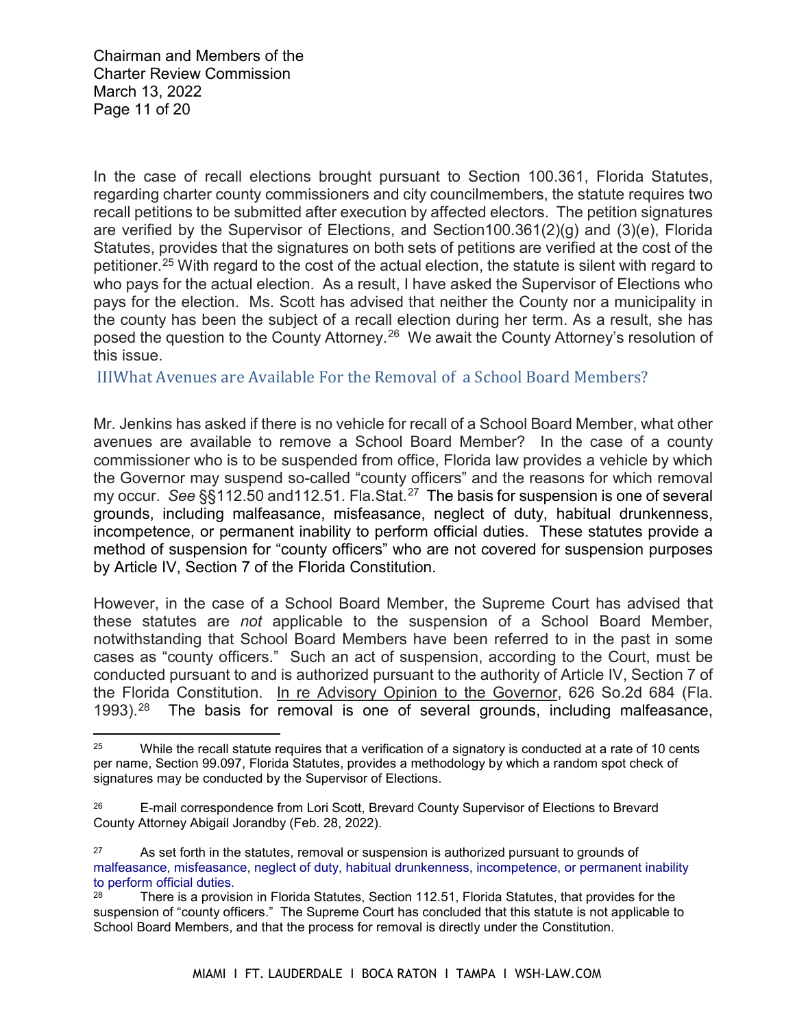In the case of recall elections brought pursuant to Section 100.361, Florida Statutes, regarding charter county commissioners and city councilmembers, the statute requires two recall petitions to be submitted after execution by affected electors. The petition signatures are verified by the Supervisor of Elections, and Section100.361(2)(g) and (3)(e), Florida Statutes, provides that the signatures on both sets of petitions are verified at the cost of the petitioner.[25] With regard to the cost of the actual election, the statute is silent with regard to who pays for the actual election. As a result, I have asked the Supervisor of Elections who pays for the election. Ms. Scott has advised that neither the County nor a municipality in the county has been the subject of a recall election during her term. As a result, she has posed the question to the County Attorney.[26] We await the County Attorney's resolution of this issue.

## IIIWhat Avenues are Available For the Removal of a School Board Members?

Mr. Jenkins has asked if there is no vehicle for recall of a School Board Member, what other avenues are available to remove a School Board Member? In the case of a county commissioner who is to be suspended from office, Florida law provides a vehicle by which the Governor may suspend so-called "county officers" and the reasons for which removal my occur. *See* §§112.50 and112.51. Fla.Stat.[27] The basis for suspension is one of several grounds, including malfeasance, misfeasance, neglect of duty, habitual drunkenness, incompetence, or permanent inability to perform official duties. These statutes provide a method of suspension for "county officers" who are not covered for suspension purposes by Article IV, Section 7 of the Florida Constitution.

However, in the case of a School Board Member, the Supreme Court has advised that these statutes are *not* applicable to the suspension of a School Board Member, notwithstanding that School Board Members have been referred to in the past in some cases as "county officers." Such an act of suspension, according to the Court, must be conducted pursuant to and is authorized pursuant to the authority of Article IV, Section 7 of the Florida Constitution. In re Advisory Opinion to the Governor, 626 So.2d 684 (Fla. 1993).[28] The basis for removal is one of several grounds, including malfeasance,

---

[25] While the recall statute requires that a verification of a signatory is conducted at a rate of 10 cents per name, Section 99.097, Florida Statutes, provides a methodology by which a random spot check of signatures may be conducted by the Supervisor of Elections.

[26] E-mail correspondence from Lori Scott, Brevard County Supervisor of Elections to Brevard County Attorney Abigail Jorandby (Feb. 28, 2022).

[27] As set forth in the statutes, removal or suspension is authorized pursuant to grounds of malfeasance, misfeasance, neglect of duty, habitual drunkenness, incompetence, or permanent inability to perform official duties.

[28] There is a provision in Florida Statutes, Section 112.51, Florida Statutes, that provides for the suspension of "county officers." The Supreme Court has concluded that this statute is not applicable to School Board Members, and that the process for removal is directly under the Constitution.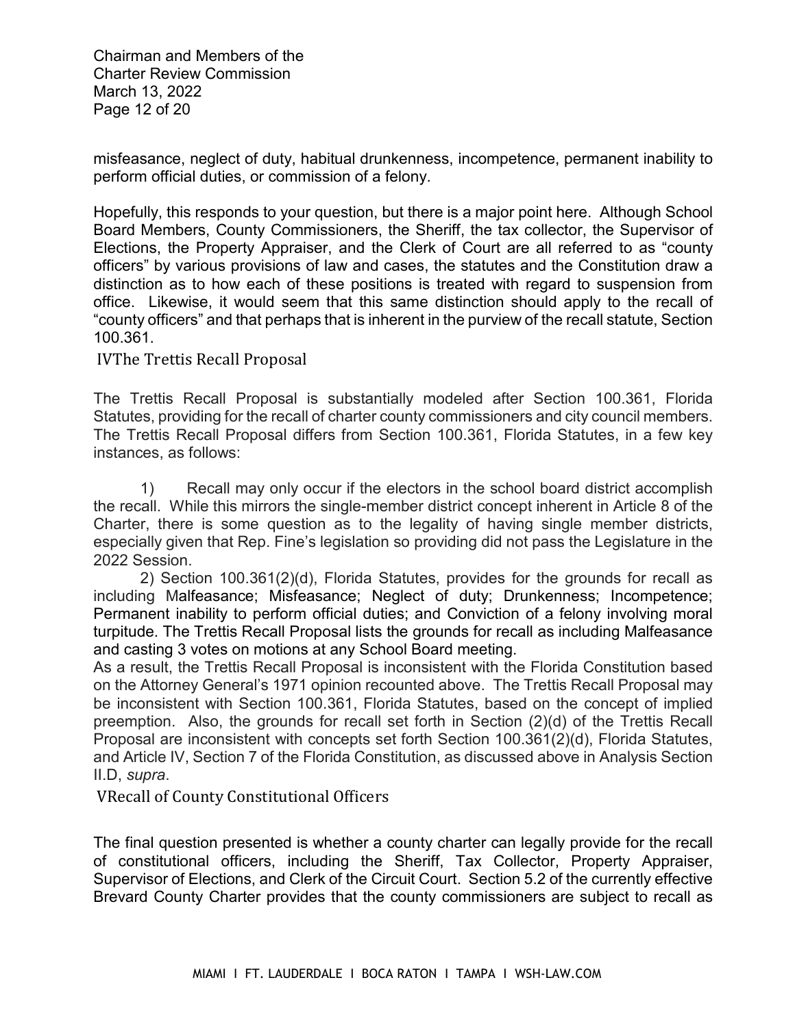misfeasance, neglect of duty, habitual drunkenness, incompetence, permanent inability to perform official duties, or commission of a felony.

Hopefully, this responds to your question, but there is a major point here. Although School Board Members, County Commissioners, the Sheriff, the tax collector, the Supervisor of Elections, the Property Appraiser, and the Clerk of Court are all referred to as "county officers" by various provisions of law and cases, the statutes and the Constitution draw a distinction as to how each of these positions is treated with regard to suspension from office. Likewise, it would seem that this same distinction should apply to the recall of "county officers" and that perhaps that is inherent in the purview of the recall statute, Section 100.361.

## IV The Trettis Recall Proposal

The Trettis Recall Proposal is substantially modeled after Section 100.361, Florida Statutes, providing for the recall of charter county commissioners and city council members. The Trettis Recall Proposal differs from Section 100.361, Florida Statutes, in a few key instances, as follows:

1) Recall may only occur if the electors in the school board district accomplish the recall. While this mirrors the single-member district concept inherent in Article 8 of the Charter, there is some question as to the legality of having single member districts, especially given that Rep. Fine's legislation so providing did not pass the Legislature in the 2022 Session.

2) Section 100.361(2)(d), Florida Statutes, provides for the grounds for recall as including Malfeasance; Misfeasance; Neglect of duty; Drunkenness; Incompetence; Permanent inability to perform official duties; and Conviction of a felony involving moral turpitude. The Trettis Recall Proposal lists the grounds for recall as including Malfeasance and casting 3 votes on motions at any School Board meeting.

As a result, the Trettis Recall Proposal is inconsistent with the Florida Constitution based on the Attorney General's 1971 opinion recounted above. The Trettis Recall Proposal may be inconsistent with Section 100.361, Florida Statutes, based on the concept of implied preemption. Also, the grounds for recall set forth in Section (2)(d) of the Trettis Recall Proposal are inconsistent with concepts set forth Section 100.361(2)(d), Florida Statutes, and Article IV, Section 7 of the Florida Constitution, as discussed above in Analysis Section II.D, *supra*.

## V Recall of County Constitutional Officers

The final question presented is whether a county charter can legally provide for the recall of constitutional officers, including the Sheriff, Tax Collector, Property Appraiser, Supervisor of Elections, and Clerk of the Circuit Court. Section 5.2 of the currently effective Brevard County Charter provides that the county commissioners are subject to recall as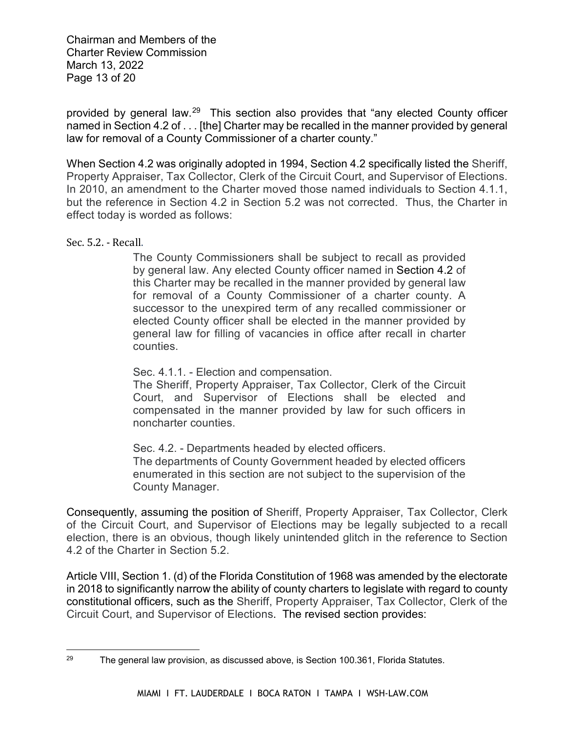provided by general law.[29] This section also provides that "any elected County officer named in Section 4.2 of . . . [the] Charter may be recalled in the manner provided by general law for removal of a County Commissioner of a charter county."

When Section 4.2 was originally adopted in 1994, Section 4.2 specifically listed the Sheriff, Property Appraiser, Tax Collector, Clerk of the Circuit Court, and Supervisor of Elections. In 2010, an amendment to the Charter moved those named individuals to Section 4.1.1, but the reference in Section 4.2 in Section 5.2 was not corrected. Thus, the Charter in effect today is worded as follows:

Sec. 5.2. - Recall.

> The County Commissioners shall be subject to recall as provided by general law. Any elected County officer named in Section 4.2 of this Charter may be recalled in the manner provided by general law for removal of a County Commissioner of a charter county. A successor to the unexpired term of any recalled commissioner or elected County officer shall be elected in the manner provided by general law for filling of vacancies in office after recall in charter counties.
>
> Sec. 4.1.1. - Election and compensation.
> The Sheriff, Property Appraiser, Tax Collector, Clerk of the Circuit Court, and Supervisor of Elections shall be elected and compensated in the manner provided by law for such officers in noncharter counties.
>
> Sec. 4.2. - Departments headed by elected officers.
> The departments of County Government headed by elected officers enumerated in this section are not subject to the supervision of the County Manager.

Consequently, assuming the position of Sheriff, Property Appraiser, Tax Collector, Clerk of the Circuit Court, and Supervisor of Elections may be legally subjected to a recall election, there is an obvious, though likely unintended glitch in the reference to Section 4.2 of the Charter in Section 5.2.

Article VIII, Section 1. (d) of the Florida Constitution of 1968 was amended by the electorate in 2018 to significantly narrow the ability of county charters to legislate with regard to county constitutional officers, such as the Sheriff, Property Appraiser, Tax Collector, Clerk of the Circuit Court, and Supervisor of Elections. The revised section provides:

---

[29] The general law provision, as discussed above, is Section 100.361, Florida Statutes.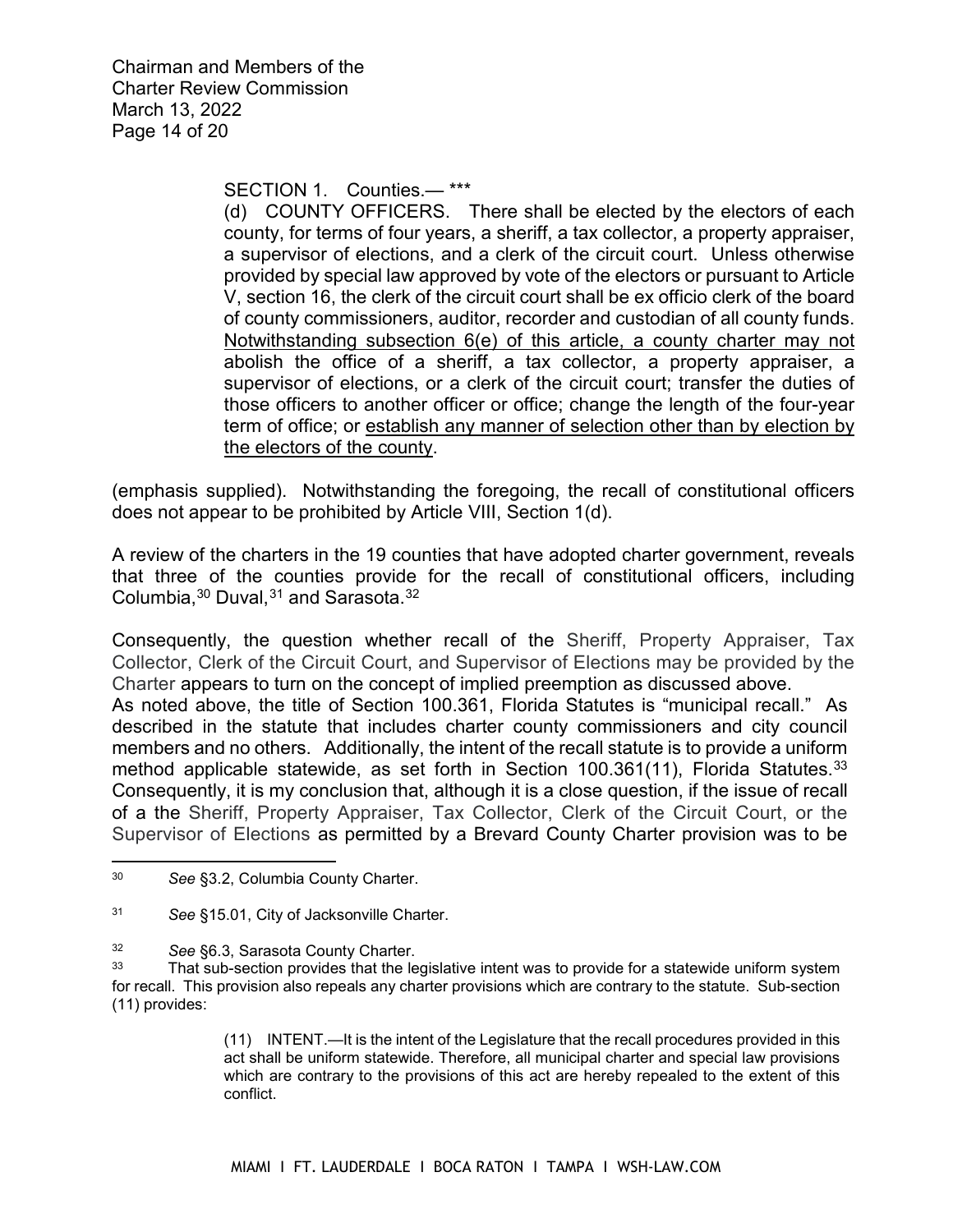> SECTION 1. Counties.— ***
>
> (d) COUNTY OFFICERS. There shall be elected by the electors of each county, for terms of four years, a sheriff, a tax collector, a property appraiser, a supervisor of elections, and a clerk of the circuit court. Unless otherwise provided by special law approved by vote of the electors or pursuant to Article V, section 16, the clerk of the circuit court shall be ex officio clerk of the board of county commissioners, auditor, recorder and custodian of all county funds. <u>Notwithstanding subsection 6(e) of this article, a county charter may not</u> abolish the office of a sheriff, a tax collector, a property appraiser, a supervisor of elections, or a clerk of the circuit court; transfer the duties of those officers to another officer or office; change the length of the four-year term of office; or <u>establish any manner of selection other than by election by the electors of the county</u>.

(emphasis supplied). Notwithstanding the foregoing, the recall of constitutional officers does not appear to be prohibited by Article VIII, Section 1(d).

A review of the charters in the 19 counties that have adopted charter government, reveals that three of the counties provide for the recall of constitutional officers, including Columbia,[30] Duval,[31] and Sarasota.[32]

Consequently, the question whether recall of the Sheriff, Property Appraiser, Tax Collector, Clerk of the Circuit Court, and Supervisor of Elections may be provided by the Charter appears to turn on the concept of implied preemption as discussed above.

As noted above, the title of Section 100.361, Florida Statutes is "municipal recall." As described in the statute that includes charter county commissioners and city council members and no others. Additionally, the intent of the recall statute is to provide a uniform method applicable statewide, as set forth in Section 100.361(11), Florida Statutes.[33] Consequently, it is my conclusion that, although it is a close question, if the issue of recall of a the Sheriff, Property Appraiser, Tax Collector, Clerk of the Circuit Court, or the Supervisor of Elections as permitted by a Brevard County Charter provision was to be

---

[30] *See* §3.2, Columbia County Charter.

[31] *See* §15.01, City of Jacksonville Charter.

[32] *See* §6.3, Sarasota County Charter.

[33] That sub-section provides that the legislative intent was to provide for a statewide uniform system for recall. This provision also repeals any charter provisions which are contrary to the statute. Sub-section (11) provides:

> (11) INTENT.—It is the intent of the Legislature that the recall procedures provided in this act shall be uniform statewide. Therefore, all municipal charter and special law provisions which are contrary to the provisions of this act are hereby repealed to the extent of this conflict.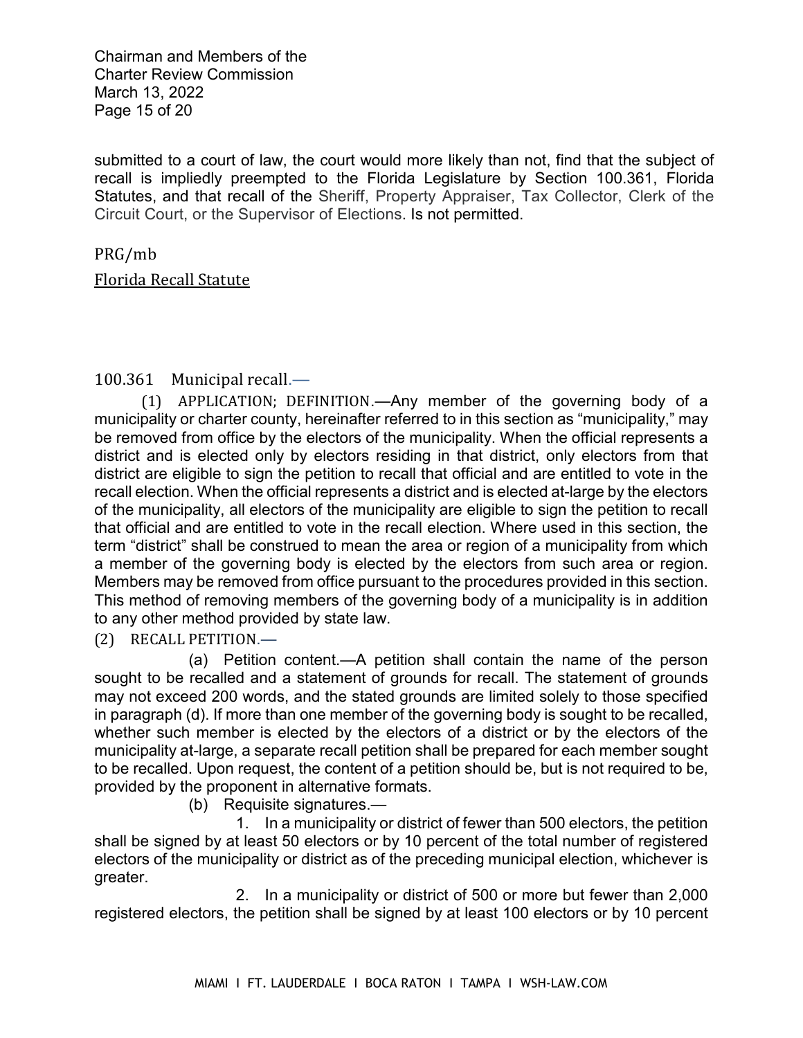submitted to a court of law, the court would more likely than not, find that the subject of recall is impliedly preempted to the Florida Legislature by Section 100.361, Florida Statutes, and that recall of the Sheriff, Property Appraiser, Tax Collector, Clerk of the Circuit Court, or the Supervisor of Elections. Is not permitted.

PRG/mb

Florida Recall Statute

100.361 Municipal recall.—

(1) APPLICATION; DEFINITION.—Any member of the governing body of a municipality or charter county, hereinafter referred to in this section as "municipality," may be removed from office by the electors of the municipality. When the official represents a district and is elected only by electors residing in that district, only electors from that district are eligible to sign the petition to recall that official and are entitled to vote in the recall election. When the official represents a district and is elected at-large by the electors of the municipality, all electors of the municipality are eligible to sign the petition to recall that official and are entitled to vote in the recall election. Where used in this section, the term "district" shall be construed to mean the area or region of a municipality from which a member of the governing body is elected by the electors from such area or region. Members may be removed from office pursuant to the procedures provided in this section. This method of removing members of the governing body of a municipality is in addition to any other method provided by state law.

(2) RECALL PETITION.—

(a) Petition content.—A petition shall contain the name of the person sought to be recalled and a statement of grounds for recall. The statement of grounds may not exceed 200 words, and the stated grounds are limited solely to those specified in paragraph (d). If more than one member of the governing body is sought to be recalled, whether such member is elected by the electors of a district or by the electors of the municipality at-large, a separate recall petition shall be prepared for each member sought to be recalled. Upon request, the content of a petition should be, but is not required to be, provided by the proponent in alternative formats.

(b) Requisite signatures.—

1. In a municipality or district of fewer than 500 electors, the petition shall be signed by at least 50 electors or by 10 percent of the total number of registered electors of the municipality or district as of the preceding municipal election, whichever is greater.

2. In a municipality or district of 500 or more but fewer than 2,000 registered electors, the petition shall be signed by at least 100 electors or by 10 percent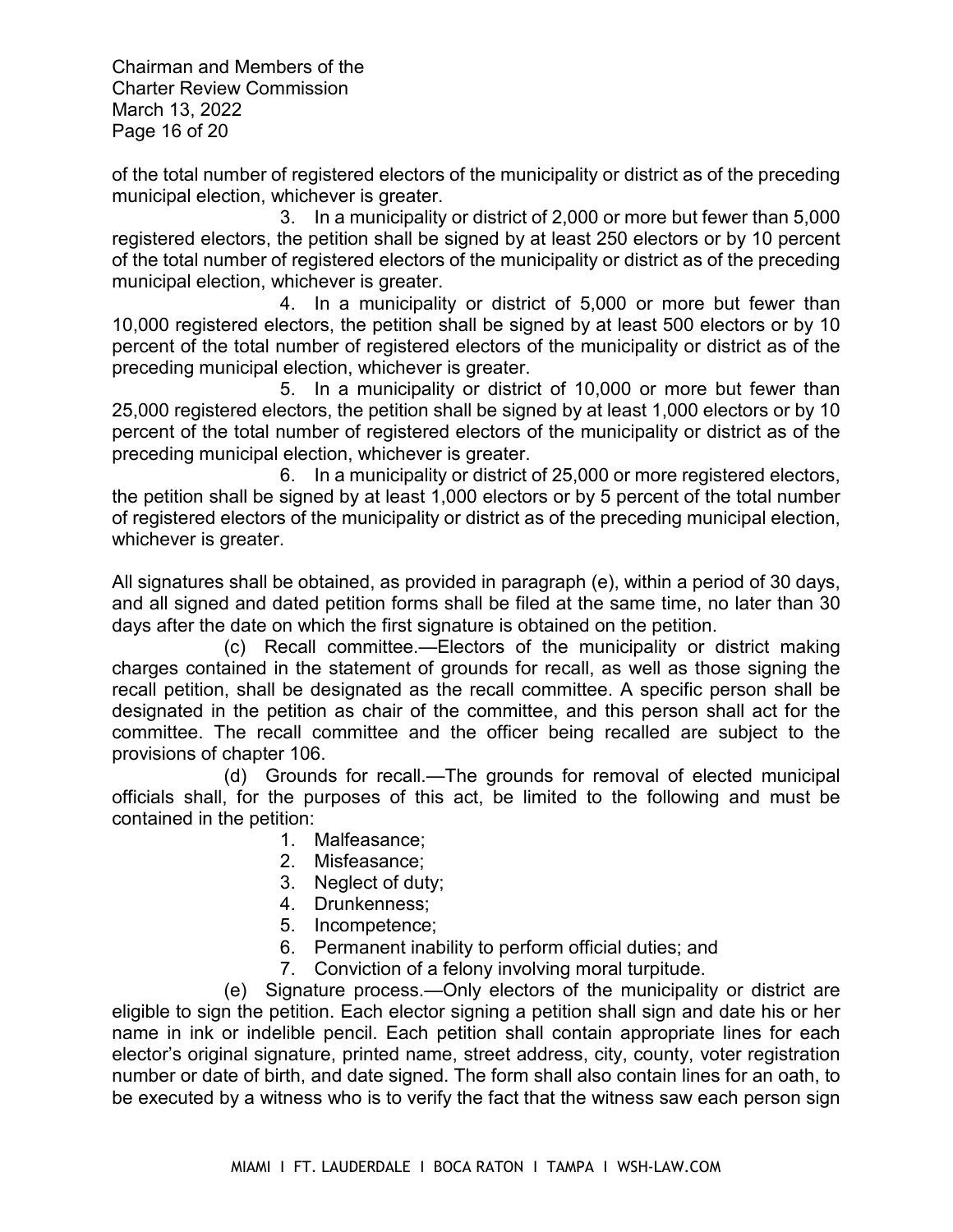of the total number of registered electors of the municipality or district as of the preceding municipal election, whichever is greater.

3. In a municipality or district of 2,000 or more but fewer than 5,000 registered electors, the petition shall be signed by at least 250 electors or by 10 percent of the total number of registered electors of the municipality or district as of the preceding municipal election, whichever is greater.

4. In a municipality or district of 5,000 or more but fewer than 10,000 registered electors, the petition shall be signed by at least 500 electors or by 10 percent of the total number of registered electors of the municipality or district as of the preceding municipal election, whichever is greater.

5. In a municipality or district of 10,000 or more but fewer than 25,000 registered electors, the petition shall be signed by at least 1,000 electors or by 10 percent of the total number of registered electors of the municipality or district as of the preceding municipal election, whichever is greater.

6. In a municipality or district of 25,000 or more registered electors, the petition shall be signed by at least 1,000 electors or by 5 percent of the total number of registered electors of the municipality or district as of the preceding municipal election, whichever is greater.

All signatures shall be obtained, as provided in paragraph (e), within a period of 30 days, and all signed and dated petition forms shall be filed at the same time, no later than 30 days after the date on which the first signature is obtained on the petition.

(c) Recall committee.—Electors of the municipality or district making charges contained in the statement of grounds for recall, as well as those signing the recall petition, shall be designated as the recall committee. A specific person shall be designated in the petition as chair of the committee, and this person shall act for the committee. The recall committee and the officer being recalled are subject to the provisions of chapter 106.

(d) Grounds for recall.—The grounds for removal of elected municipal officials shall, for the purposes of this act, be limited to the following and must be contained in the petition:

1. Malfeasance;
2. Misfeasance;
3. Neglect of duty;
4. Drunkenness;
5. Incompetence;
6. Permanent inability to perform official duties; and
7. Conviction of a felony involving moral turpitude.

(e) Signature process.—Only electors of the municipality or district are eligible to sign the petition. Each elector signing a petition shall sign and date his or her name in ink or indelible pencil. Each petition shall contain appropriate lines for each elector's original signature, printed name, street address, city, county, voter registration number or date of birth, and date signed. The form shall also contain lines for an oath, to be executed by a witness who is to verify the fact that the witness saw each person sign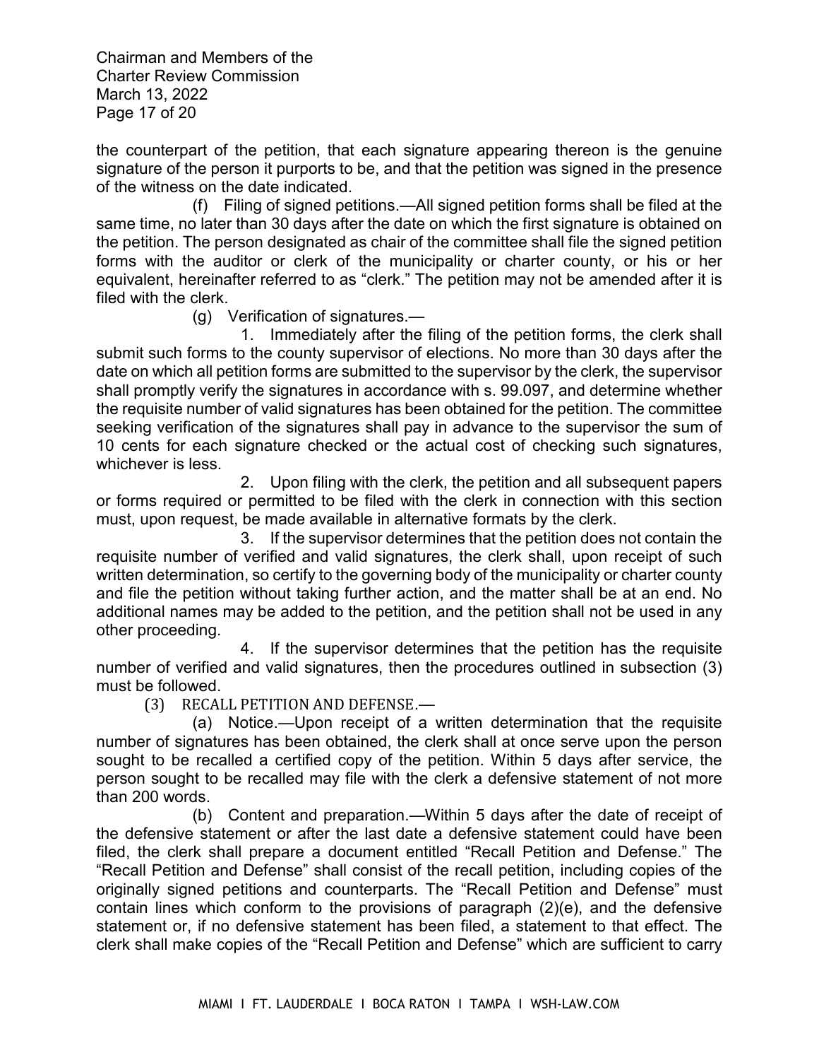the counterpart of the petition, that each signature appearing thereon is the genuine signature of the person it purports to be, and that the petition was signed in the presence of the witness on the date indicated.

(f) Filing of signed petitions.—All signed petition forms shall be filed at the same time, no later than 30 days after the date on which the first signature is obtained on the petition. The person designated as chair of the committee shall file the signed petition forms with the auditor or clerk of the municipality or charter county, or his or her equivalent, hereinafter referred to as "clerk." The petition may not be amended after it is filed with the clerk.

(g) Verification of signatures.—

1. Immediately after the filing of the petition forms, the clerk shall submit such forms to the county supervisor of elections. No more than 30 days after the date on which all petition forms are submitted to the supervisor by the clerk, the supervisor shall promptly verify the signatures in accordance with s. 99.097, and determine whether the requisite number of valid signatures has been obtained for the petition. The committee seeking verification of the signatures shall pay in advance to the supervisor the sum of 10 cents for each signature checked or the actual cost of checking such signatures, whichever is less.

2. Upon filing with the clerk, the petition and all subsequent papers or forms required or permitted to be filed with the clerk in connection with this section must, upon request, be made available in alternative formats by the clerk.

3. If the supervisor determines that the petition does not contain the requisite number of verified and valid signatures, the clerk shall, upon receipt of such written determination, so certify to the governing body of the municipality or charter county and file the petition without taking further action, and the matter shall be at an end. No additional names may be added to the petition, and the petition shall not be used in any other proceeding.

4. If the supervisor determines that the petition has the requisite number of verified and valid signatures, then the procedures outlined in subsection (3) must be followed.

(3) RECALL PETITION AND DEFENSE.—

(a) Notice.—Upon receipt of a written determination that the requisite number of signatures has been obtained, the clerk shall at once serve upon the person sought to be recalled a certified copy of the petition. Within 5 days after service, the person sought to be recalled may file with the clerk a defensive statement of not more than 200 words.

(b) Content and preparation.—Within 5 days after the date of receipt of the defensive statement or after the last date a defensive statement could have been filed, the clerk shall prepare a document entitled "Recall Petition and Defense." The "Recall Petition and Defense" shall consist of the recall petition, including copies of the originally signed petitions and counterparts. The "Recall Petition and Defense" must contain lines which conform to the provisions of paragraph (2)(e), and the defensive statement or, if no defensive statement has been filed, a statement to that effect. The clerk shall make copies of the "Recall Petition and Defense" which are sufficient to carry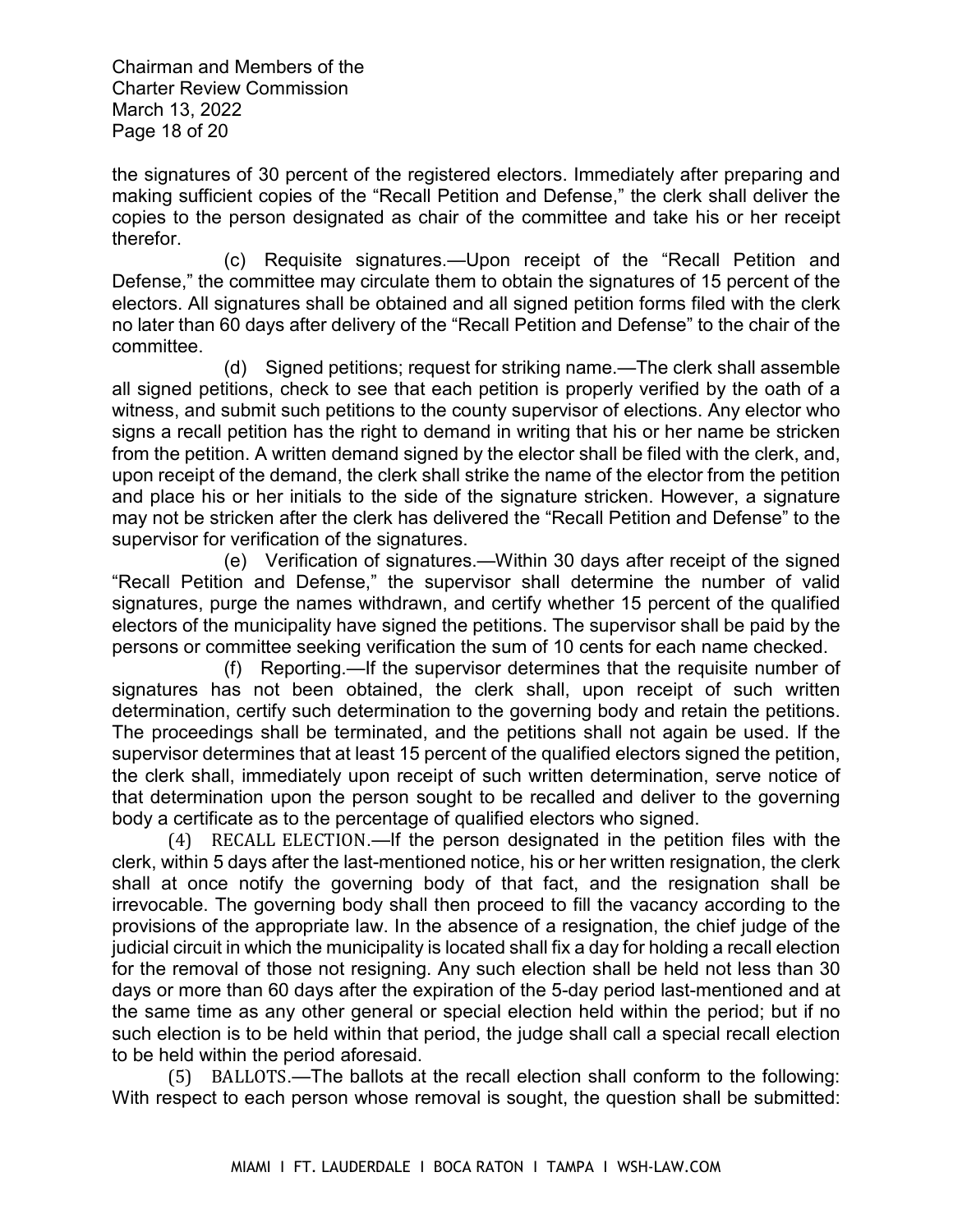the signatures of 30 percent of the registered electors. Immediately after preparing and making sufficient copies of the "Recall Petition and Defense," the clerk shall deliver the copies to the person designated as chair of the committee and take his or her receipt therefor.

(c) Requisite signatures.—Upon receipt of the "Recall Petition and Defense," the committee may circulate them to obtain the signatures of 15 percent of the electors. All signatures shall be obtained and all signed petition forms filed with the clerk no later than 60 days after delivery of the "Recall Petition and Defense" to the chair of the committee.

(d) Signed petitions; request for striking name.—The clerk shall assemble all signed petitions, check to see that each petition is properly verified by the oath of a witness, and submit such petitions to the county supervisor of elections. Any elector who signs a recall petition has the right to demand in writing that his or her name be stricken from the petition. A written demand signed by the elector shall be filed with the clerk, and, upon receipt of the demand, the clerk shall strike the name of the elector from the petition and place his or her initials to the side of the signature stricken. However, a signature may not be stricken after the clerk has delivered the "Recall Petition and Defense" to the supervisor for verification of the signatures.

(e) Verification of signatures.—Within 30 days after receipt of the signed "Recall Petition and Defense," the supervisor shall determine the number of valid signatures, purge the names withdrawn, and certify whether 15 percent of the qualified electors of the municipality have signed the petitions. The supervisor shall be paid by the persons or committee seeking verification the sum of 10 cents for each name checked.

(f) Reporting.—If the supervisor determines that the requisite number of signatures has not been obtained, the clerk shall, upon receipt of such written determination, certify such determination to the governing body and retain the petitions. The proceedings shall be terminated, and the petitions shall not again be used. If the supervisor determines that at least 15 percent of the qualified electors signed the petition, the clerk shall, immediately upon receipt of such written determination, serve notice of that determination upon the person sought to be recalled and deliver to the governing body a certificate as to the percentage of qualified electors who signed.

(4) RECALL ELECTION.—If the person designated in the petition files with the clerk, within 5 days after the last-mentioned notice, his or her written resignation, the clerk shall at once notify the governing body of that fact, and the resignation shall be irrevocable. The governing body shall then proceed to fill the vacancy according to the provisions of the appropriate law. In the absence of a resignation, the chief judge of the judicial circuit in which the municipality is located shall fix a day for holding a recall election for the removal of those not resigning. Any such election shall be held not less than 30 days or more than 60 days after the expiration of the 5-day period last-mentioned and at the same time as any other general or special election held within the period; but if no such election is to be held within that period, the judge shall call a special recall election to be held within the period aforesaid.

(5) BALLOTS.—The ballots at the recall election shall conform to the following: With respect to each person whose removal is sought, the question shall be submitted: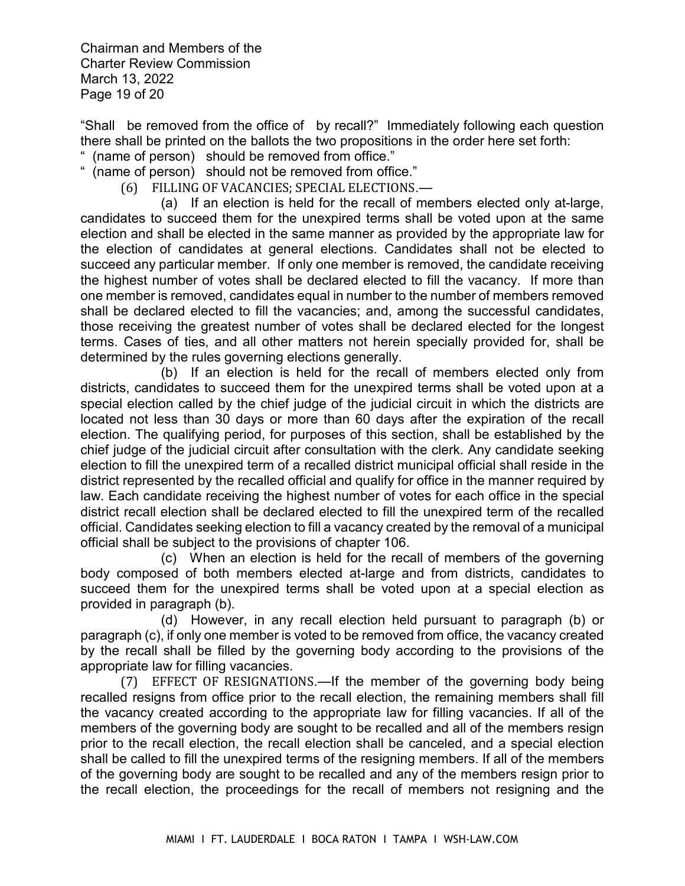"Shall   be removed from the office of   by recall?" Immediately following each question there shall be printed on the ballots the two propositions in the order here set forth:

" (name of person)   should be removed from office."

" (name of person)   should not be removed from office."

(6) FILLING OF VACANCIES; SPECIAL ELECTIONS.—

(a) If an election is held for the recall of members elected only at-large, candidates to succeed them for the unexpired terms shall be voted upon at the same election and shall be elected in the same manner as provided by the appropriate law for the election of candidates at general elections. Candidates shall not be elected to succeed any particular member. If only one member is removed, the candidate receiving the highest number of votes shall be declared elected to fill the vacancy. If more than one member is removed, candidates equal in number to the number of members removed shall be declared elected to fill the vacancies; and, among the successful candidates, those receiving the greatest number of votes shall be declared elected for the longest terms. Cases of ties, and all other matters not herein specially provided for, shall be determined by the rules governing elections generally.

(b) If an election is held for the recall of members elected only from districts, candidates to succeed them for the unexpired terms shall be voted upon at a special election called by the chief judge of the judicial circuit in which the districts are located not less than 30 days or more than 60 days after the expiration of the recall election. The qualifying period, for purposes of this section, shall be established by the chief judge of the judicial circuit after consultation with the clerk. Any candidate seeking election to fill the unexpired term of a recalled district municipal official shall reside in the district represented by the recalled official and qualify for office in the manner required by law. Each candidate receiving the highest number of votes for each office in the special district recall election shall be declared elected to fill the unexpired term of the recalled official. Candidates seeking election to fill a vacancy created by the removal of a municipal official shall be subject to the provisions of chapter 106.

(c) When an election is held for the recall of members of the governing body composed of both members elected at-large and from districts, candidates to succeed them for the unexpired terms shall be voted upon at a special election as provided in paragraph (b).

(d) However, in any recall election held pursuant to paragraph (b) or paragraph (c), if only one member is voted to be removed from office, the vacancy created by the recall shall be filled by the governing body according to the provisions of the appropriate law for filling vacancies.

(7) EFFECT OF RESIGNATIONS.—If the member of the governing body being recalled resigns from office prior to the recall election, the remaining members shall fill the vacancy created according to the appropriate law for filling vacancies. If all of the members of the governing body are sought to be recalled and all of the members resign prior to the recall election, the recall election shall be canceled, and a special election shall be called to fill the unexpired terms of the resigning members. If all of the members of the governing body are sought to be recalled and any of the members resign prior to the recall election, the proceedings for the recall of members not resigning and the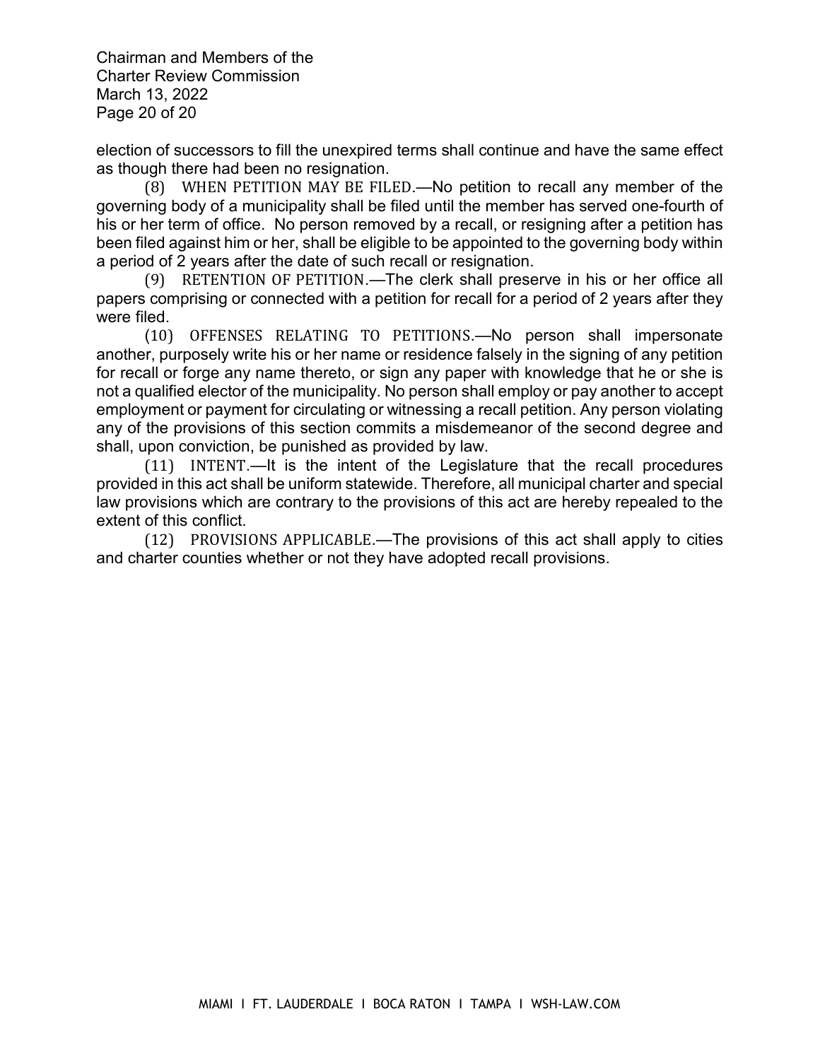election of successors to fill the unexpired terms shall continue and have the same effect as though there had been no resignation.

(8) WHEN PETITION MAY BE FILED.—No petition to recall any member of the governing body of a municipality shall be filed until the member has served one-fourth of his or her term of office. No person removed by a recall, or resigning after a petition has been filed against him or her, shall be eligible to be appointed to the governing body within a period of 2 years after the date of such recall or resignation.

(9) RETENTION OF PETITION.—The clerk shall preserve in his or her office all papers comprising or connected with a petition for recall for a period of 2 years after they were filed.

(10) OFFENSES RELATING TO PETITIONS.—No person shall impersonate another, purposely write his or her name or residence falsely in the signing of any petition for recall or forge any name thereto, or sign any paper with knowledge that he or she is not a qualified elector of the municipality. No person shall employ or pay another to accept employment or payment for circulating or witnessing a recall petition. Any person violating any of the provisions of this section commits a misdemeanor of the second degree and shall, upon conviction, be punished as provided by law.

(11) INTENT.—It is the intent of the Legislature that the recall procedures provided in this act shall be uniform statewide. Therefore, all municipal charter and special law provisions which are contrary to the provisions of this act are hereby repealed to the extent of this conflict.

(12) PROVISIONS APPLICABLE.—The provisions of this act shall apply to cities and charter counties whether or not they have adopted recall provisions.